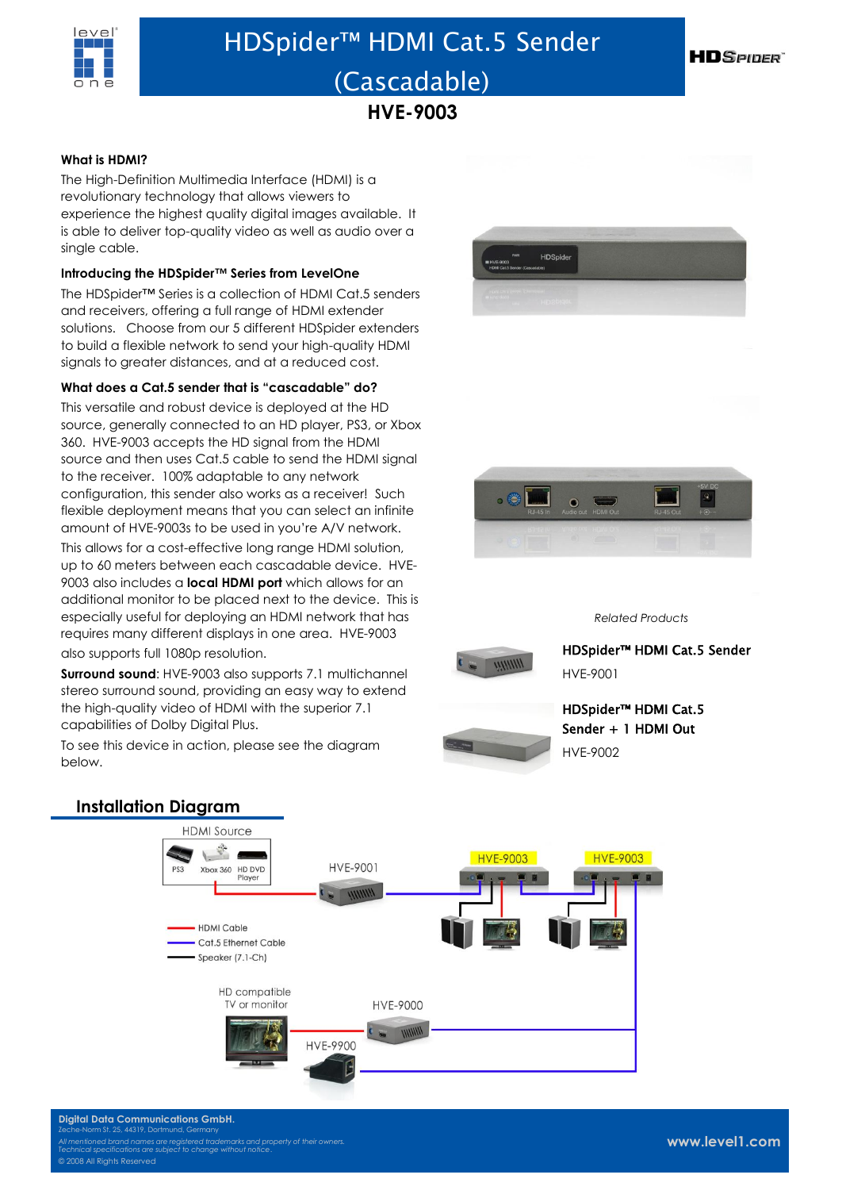# HDSpider™ HDMI Cat.5 Sender (Cascadable)

## HVE-9003

### What is HDMI?

The High-Definition Multimedia Interface (HDMI) is a revolutionary technology that allows viewers to experience the highest quality digital images available. It is able to deliver top-quality video as well as audio over a single cable.

### Introducing the HDSpider™ Series from LevelOne

The HDSpider™ Series is a collection of HDMI Cat.5 senders and receivers, offering a full range of HDMI extender solutions. Choose from our 5 different HDSpider extenders to build a flexible network to send your high-quality HDMI signals to greater distances, and at a reduced cost.

### What does a Cat.5 sender that is "cascadable" do?

This versatile and robust device is deployed at the HD source, generally connected to an HD player, PS3, or Xbox 360. HVE-9003 accepts the HD signal from the HDMI source and then uses Cat.5 cable to send the HDMI signal to the receiver. 100% adaptable to any network configuration, this sender also works as a receiver! Such flexible deployment means that you can select an infinite amount of HVE-9003s to be used in you're A/V network.

This allows for a cost-effective long range HDMI solution, up to 60 meters between each cascadable device. HVE-9003 also includes a **local HDMI port** which allows for an additional monitor to be placed next to the device. This is especially useful for deploying an HDMI network that has requires many different displays in one area. HVE-9003 also supports full 1080p resolution.

**Surround sound**: HVE-9003 also supports 7.1 multichannel stereo surround sound, providing an easy way to extend the high-quality video of HDMI with the superior 7.1 capabilities of Dolby Digital Plus.

To see this device in action, please see the diagram below.

*Related Products*

**HDSpider™ HDMI Cat.5 Sender**
HVE-9001

**HDSpider™ HDMI Cat.5 Sender + 1 HDMI Out**
HVE-9002

## Installation Diagram

HDMI Source: PS3, Xbox 360, HD DVD Player

HVE-9001 — HVE-9003 — HVE-9003

HDMI Cable
Cat.5 Ethernet Cable
Speaker (7.1-Ch)

HD compatible TV or monitor — HVE-9900 — HVE-9000

**Digital Data Communications GmbH.**
Zeche-Norm St. 25, 44319, Dortmund, Germany
*All mentioned brand names are registered trademarks and property of their owners. Technical specifications are subject to change without notice.*
© 2008 All Rights Reserved

www.level1.com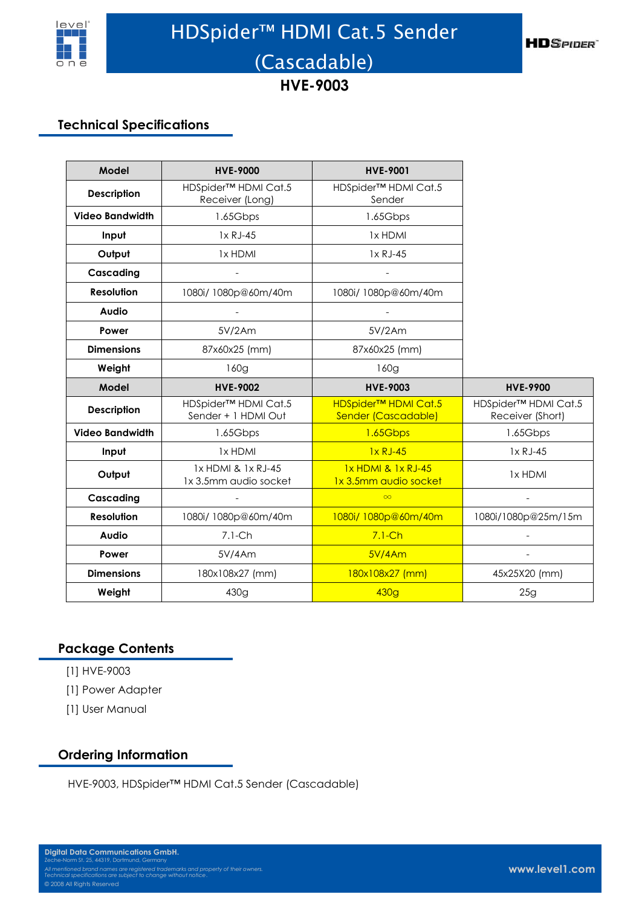# HDSpider™ HDMI Cat.5 Sender (Cascadable)

## HVE-9003

## Technical Specifications

| Model | HVE-9000 | HVE-9001 | |
|---|---|---|---|
| Description | HDSpider™ HDMI Cat.5 Receiver (Long) | HDSpider™ HDMI Cat.5 Sender | |
| Video Bandwidth | 1.65Gbps | 1.65Gbps | |
| Input | 1x RJ-45 | 1x HDMI | |
| Output | 1x HDMI | 1x RJ-45 | |
| Cascading | - | - | |
| Resolution | 1080i/ 1080p@60m/40m | 1080i/ 1080p@60m/40m | |
| Audio | - | - | |
| Power | 5V/2Am | 5V/2Am | |
| Dimensions | 87x60x25 (mm) | 87x60x25 (mm) | |
| Weight | 160g | 160g | |
| **Model** | **HVE-9002** | **HVE-9003** | **HVE-9900** |
| Description | HDSpider™ HDMI Cat.5 Sender + 1 HDMI Out | HDSpider™ HDMI Cat.5 Sender (Cascadable) | HDSpider™ HDMI Cat.5 Receiver (Short) |
| Video Bandwidth | 1.65Gbps | 1.65Gbps | 1.65Gbps |
| Input | 1x HDMI | 1x RJ-45 | 1x RJ-45 |
| Output | 1x HDMI & 1x RJ-45<br>1x 3.5mm audio socket | 1x HDMI & 1x RJ-45<br>1x 3.5mm audio socket | 1x HDMI |
| Cascading | - | ∞ | - |
| Resolution | 1080i/ 1080p@60m/40m | 1080i/ 1080p@60m/40m | 1080i/1080p@25m/15m |
| Audio | 7.1-Ch | 7.1-Ch | - |
| Power | 5V/4Am | 5V/4Am | - |
| Dimensions | 180x108x27 (mm) | 180x108x27 (mm) | 45x25X20 (mm) |
| Weight | 430g | 430g | 25g |

## Package Contents

[1] HVE-9003

[1] Power Adapter

[1] User Manual

## Ordering Information

HVE-9003, HDSpider™ HDMI Cat.5 Sender (Cascadable)

**Digital Data Communications GmbH.**
Zeche-Norm St. 25, 44319, Dortmund, Germany
*All mentioned brand names are registered trademarks and property of their owners.*
*Technical specifications are subject to change without notice.*
© 2008 All Rights Reserved

www.level1.com